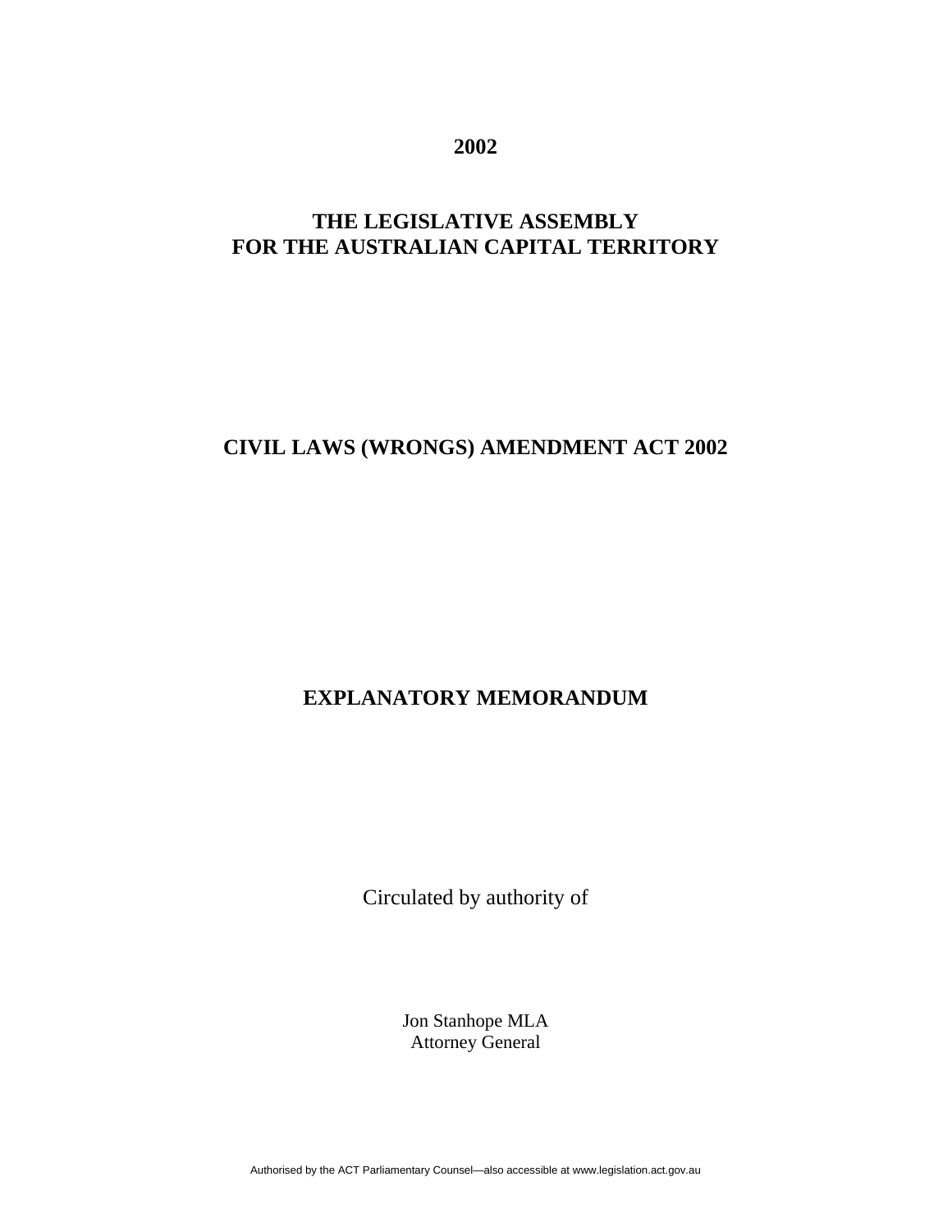**2002**

**THE LEGISLATIVE ASSEMBLY**
**FOR THE AUSTRALIAN CAPITAL TERRITORY**

# CIVIL LAWS (WRONGS) AMENDMENT ACT 2002

# EXPLANATORY MEMORANDUM

Circulated by authority of

Jon Stanhope MLA
Attorney General

Authorised by the ACT Parliamentary Counsel—also accessible at www.legislation.act.gov.au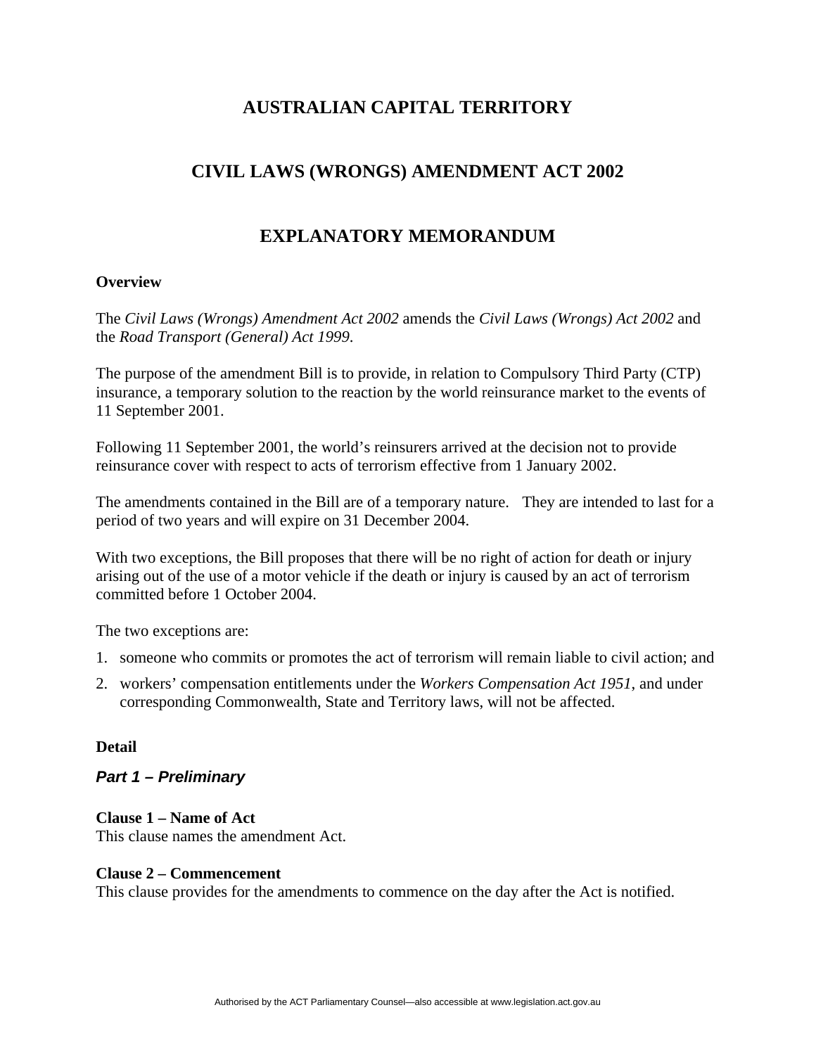# AUSTRALIAN CAPITAL TERRITORY

# CIVIL LAWS (WRONGS) AMENDMENT ACT 2002

# EXPLANATORY MEMORANDUM

### Overview

The *Civil Laws (Wrongs) Amendment Act 2002* amends the *Civil Laws (Wrongs) Act 2002* and the *Road Transport (General) Act 1999*.

The purpose of the amendment Bill is to provide, in relation to Compulsory Third Party (CTP) insurance, a temporary solution to the reaction by the world reinsurance market to the events of 11 September 2001.

Following 11 September 2001, the world's reinsurers arrived at the decision not to provide reinsurance cover with respect to acts of terrorism effective from 1 January 2002.

The amendments contained in the Bill are of a temporary nature. They are intended to last for a period of two years and will expire on 31 December 2004.

With two exceptions, the Bill proposes that there will be no right of action for death or injury arising out of the use of a motor vehicle if the death or injury is caused by an act of terrorism committed before 1 October 2004.

The two exceptions are:

1. someone who commits or promotes the act of terrorism will remain liable to civil action; and
2. workers' compensation entitlements under the *Workers Compensation Act 1951*, and under corresponding Commonwealth, State and Territory laws, will not be affected.

### Detail

### *Part 1 – Preliminary*

**Clause 1 – Name of Act**
This clause names the amendment Act.

**Clause 2 – Commencement**
This clause provides for the amendments to commence on the day after the Act is notified.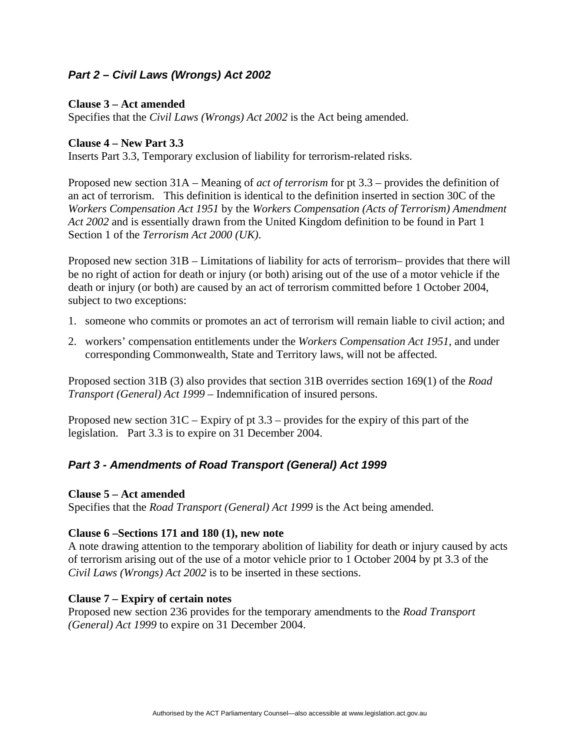## *Part 2 – Civil Laws (Wrongs) Act 2002*

**Clause 3 – Act amended**
Specifies that the *Civil Laws (Wrongs) Act 2002* is the Act being amended.

**Clause 4 – New Part 3.3**
Inserts Part 3.3, Temporary exclusion of liability for terrorism-related risks.

Proposed new section 31A – Meaning of *act of terrorism* for pt 3.3 – provides the definition of an act of terrorism. This definition is identical to the definition inserted in section 30C of the *Workers Compensation Act 1951* by the *Workers Compensation (Acts of Terrorism) Amendment Act 2002* and is essentially drawn from the United Kingdom definition to be found in Part 1 Section 1 of the *Terrorism Act 2000 (UK)*.

Proposed new section 31B – Limitations of liability for acts of terrorism– provides that there will be no right of action for death or injury (or both) arising out of the use of a motor vehicle if the death or injury (or both) are caused by an act of terrorism committed before 1 October 2004, subject to two exceptions:

1. someone who commits or promotes an act of terrorism will remain liable to civil action; and
2. workers' compensation entitlements under the *Workers Compensation Act 1951*, and under corresponding Commonwealth, State and Territory laws, will not be affected.

Proposed section 31B (3) also provides that section 31B overrides section 169(1) of the *Road Transport (General) Act 1999* – Indemnification of insured persons.

Proposed new section 31C – Expiry of pt 3.3 – provides for the expiry of this part of the legislation. Part 3.3 is to expire on 31 December 2004.

## *Part 3 - Amendments of Road Transport (General) Act 1999*

**Clause 5 – Act amended**
Specifies that the *Road Transport (General) Act 1999* is the Act being amended.

**Clause 6 –Sections 171 and 180 (1), new note**
A note drawing attention to the temporary abolition of liability for death or injury caused by acts of terrorism arising out of the use of a motor vehicle prior to 1 October 2004 by pt 3.3 of the *Civil Laws (Wrongs) Act 2002* is to be inserted in these sections.

**Clause 7 – Expiry of certain notes**
Proposed new section 236 provides for the temporary amendments to the *Road Transport (General) Act 1999* to expire on 31 December 2004.